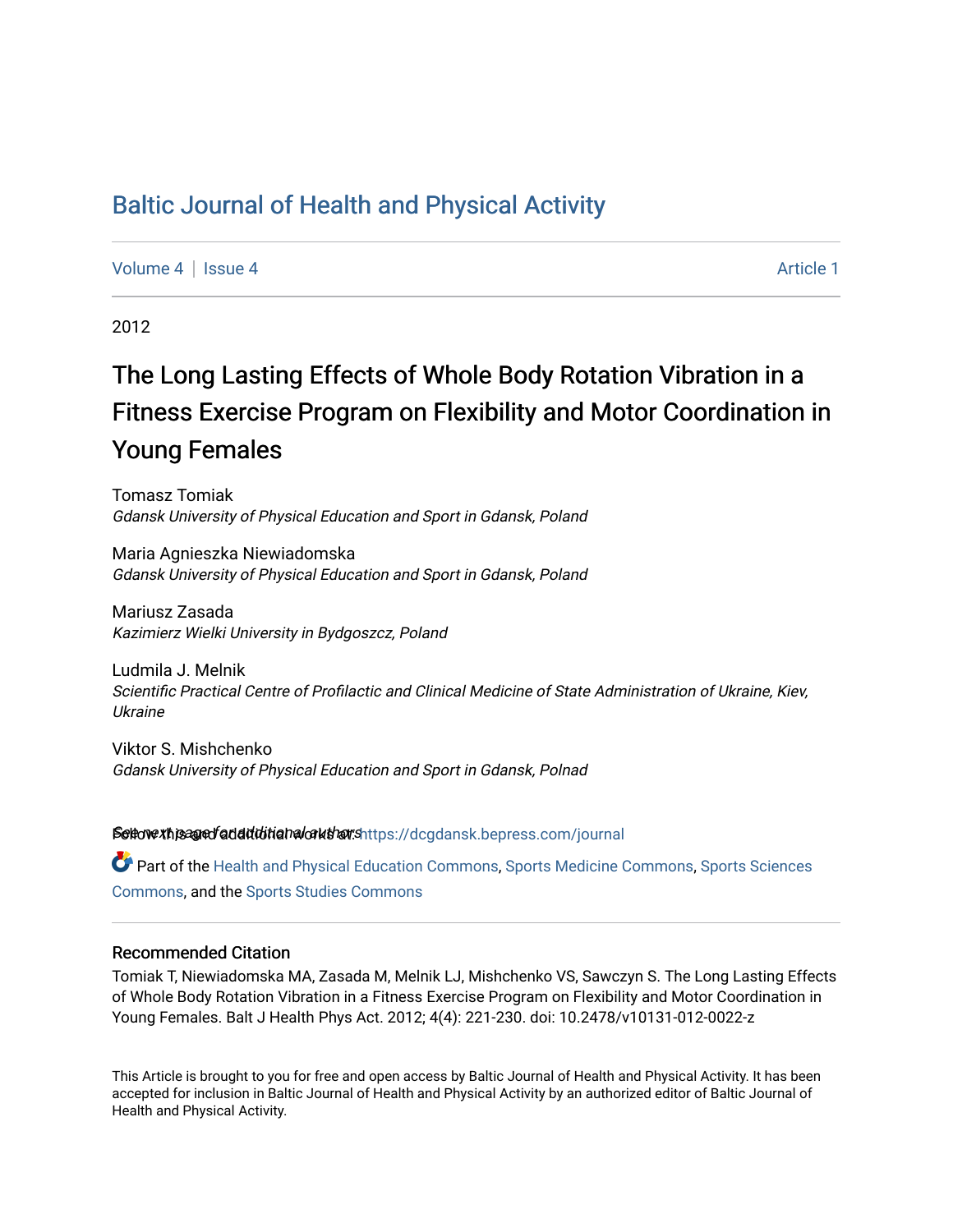# Baltic Journal of Health and Physical Activity

Volume 4 | Issue 4 Article 1

2012

## The Long Lasting Effects of Whole Body Rotation Vibration in a Fitness Exercise Program on Flexibility and Motor Coordination in Young Females

Tomasz Tomiak
*Gdansk University of Physical Education and Sport in Gdansk, Poland*

Maria Agnieszka Niewiadomska
*Gdansk University of Physical Education and Sport in Gdansk, Poland*

Mariusz Zasada
*Kazimierz Wielki University in Bydgoszcz, Poland*

Ludmila J. Melnik
*Scientific Practical Centre of Profilactic and Clinical Medicine of State Administration of Ukraine, Kiev, Ukraine*

Viktor S. Mishchenko
*Gdansk University of Physical Education and Sport in Gdansk, Polnad*

See next page for additional authors

Follow this and additional works at: https://dcgdansk.bepress.com/journal

Part of the Health and Physical Education Commons, Sports Medicine Commons, Sports Sciences Commons, and the Sports Studies Commons

### Recommended Citation

Tomiak T, Niewiadomska MA, Zasada M, Melnik LJ, Mishchenko VS, Sawczyn S. The Long Lasting Effects of Whole Body Rotation Vibration in a Fitness Exercise Program on Flexibility and Motor Coordination in Young Females. Balt J Health Phys Act. 2012; 4(4): 221-230. doi: 10.2478/v10131-012-0022-z

This Article is brought to you for free and open access by Baltic Journal of Health and Physical Activity. It has been accepted for inclusion in Baltic Journal of Health and Physical Activity by an authorized editor of Baltic Journal of Health and Physical Activity.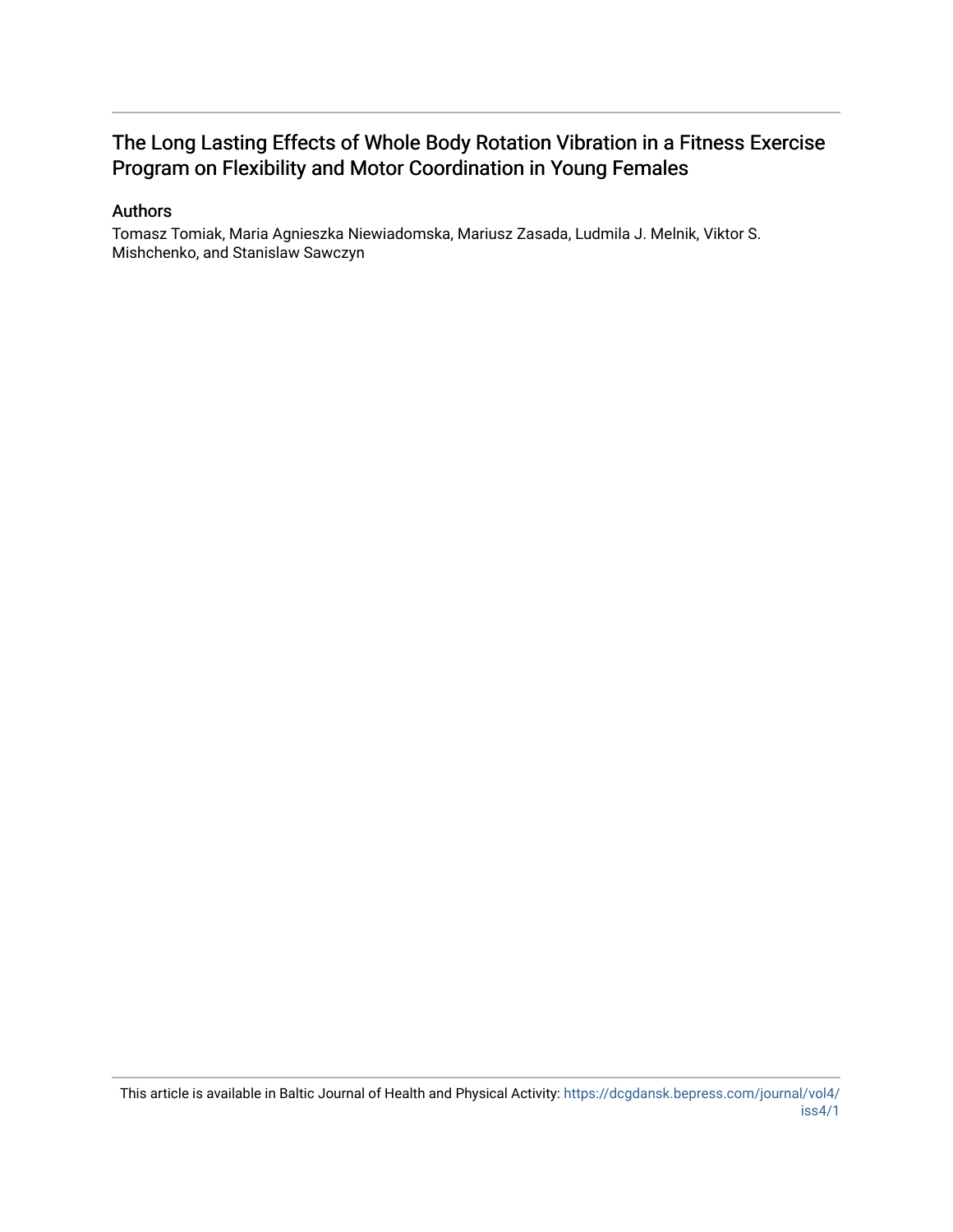# The Long Lasting Effects of Whole Body Rotation Vibration in a Fitness Exercise Program on Flexibility and Motor Coordination in Young Females

## Authors

Tomasz Tomiak, Maria Agnieszka Niewiadomska, Mariusz Zasada, Ludmila J. Melnik, Viktor S. Mishchenko, and Stanislaw Sawczyn

This article is available in Baltic Journal of Health and Physical Activity: https://dcgdansk.bepress.com/journal/vol4/iss4/1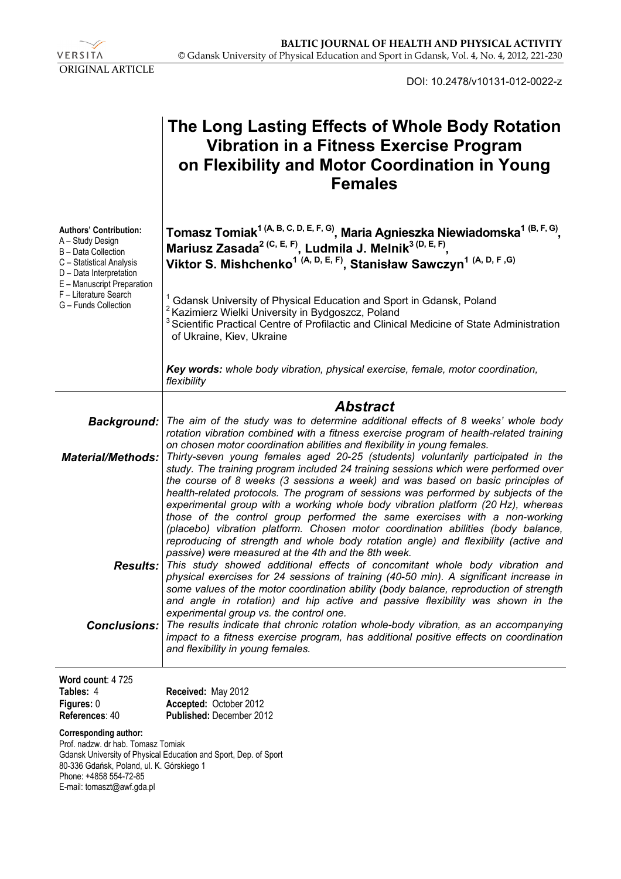VERSITA

ORIGINAL ARTICLE

DOI: 10.2478/v10131-012-0022-z

# The Long Lasting Effects of Whole Body Rotation Vibration in a Fitness Exercise Program on Flexibility and Motor Coordination in Young Females

**Authors' Contribution:**
A – Study Design
B – Data Collection
C – Statistical Analysis
D – Data Interpretation
E – Manuscript Preparation
F – Literature Search
G – Funds Collection

**Tomasz Tomiak[1 (A, B, C, D, E, F, G)], Maria Agnieszka Niewiadomska[1 (B, F, G)], Mariusz Zasada[2 (C, E, F)], Ludmila J. Melnik[3 (D, E, F)], Viktor S. Mishchenko[1 (A, D, E, F)], Stanisław Sawczyn[1 (A, D, F ,G)]**

[1] Gdansk University of Physical Education and Sport in Gdansk, Poland
[2] Kazimierz Wielki University in Bydgoszcz, Poland
[3] Scientific Practical Centre of Profilactic and Clinical Medicine of State Administration of Ukraine, Kiev, Ukraine

***Key words:*** *whole body vibration, physical exercise, female, motor coordination, flexibility*

## *Abstract*

***Background:*** *The aim of the study was to determine additional effects of 8 weeks' whole body rotation vibration combined with a fitness exercise program of health-related training on chosen motor coordination abilities and flexibility in young females.*

***Material/Methods:*** *Thirty-seven young females aged 20-25 (students) voluntarily participated in the study. The training program included 24 training sessions which were performed over the course of 8 weeks (3 sessions a week) and was based on basic principles of health-related protocols. The program of sessions was performed by subjects of the experimental group with a working whole body vibration platform (20 Hz), whereas those of the control group performed the same exercises with a non-working (placebo) vibration platform. Chosen motor coordination abilities (body balance, reproducing of strength and whole body rotation angle) and flexibility (active and passive) were measured at the 4th and the 8th week.*

***Results:*** *This study showed additional effects of concomitant whole body vibration and physical exercises for 24 sessions of training (40-50 min). A significant increase in some values of the motor coordination ability (body balance, reproduction of strength and angle in rotation) and hip active and passive flexibility was shown in the experimental group vs. the control one.*

***Conclusions:*** *The results indicate that chronic rotation whole-body vibration, as an accompanying impact to a fitness exercise program, has additional positive effects on coordination and flexibility in young females.*

**Word count**: 4 725
**Tables:** 4
**Figures:** 0
**References**: 40

**Received:** May 2012
**Accepted:** October 2012
**Published:** December 2012

**Corresponding author:**
Prof. nadzw. dr hab. Tomasz Tomiak
Gdansk University of Physical Education and Sport, Dep. of Sport
80-336 Gdańsk, Poland, ul. K. Górskiego 1
Phone: +4858 554-72-85
E-mail: tomaszt@awf.gda.pl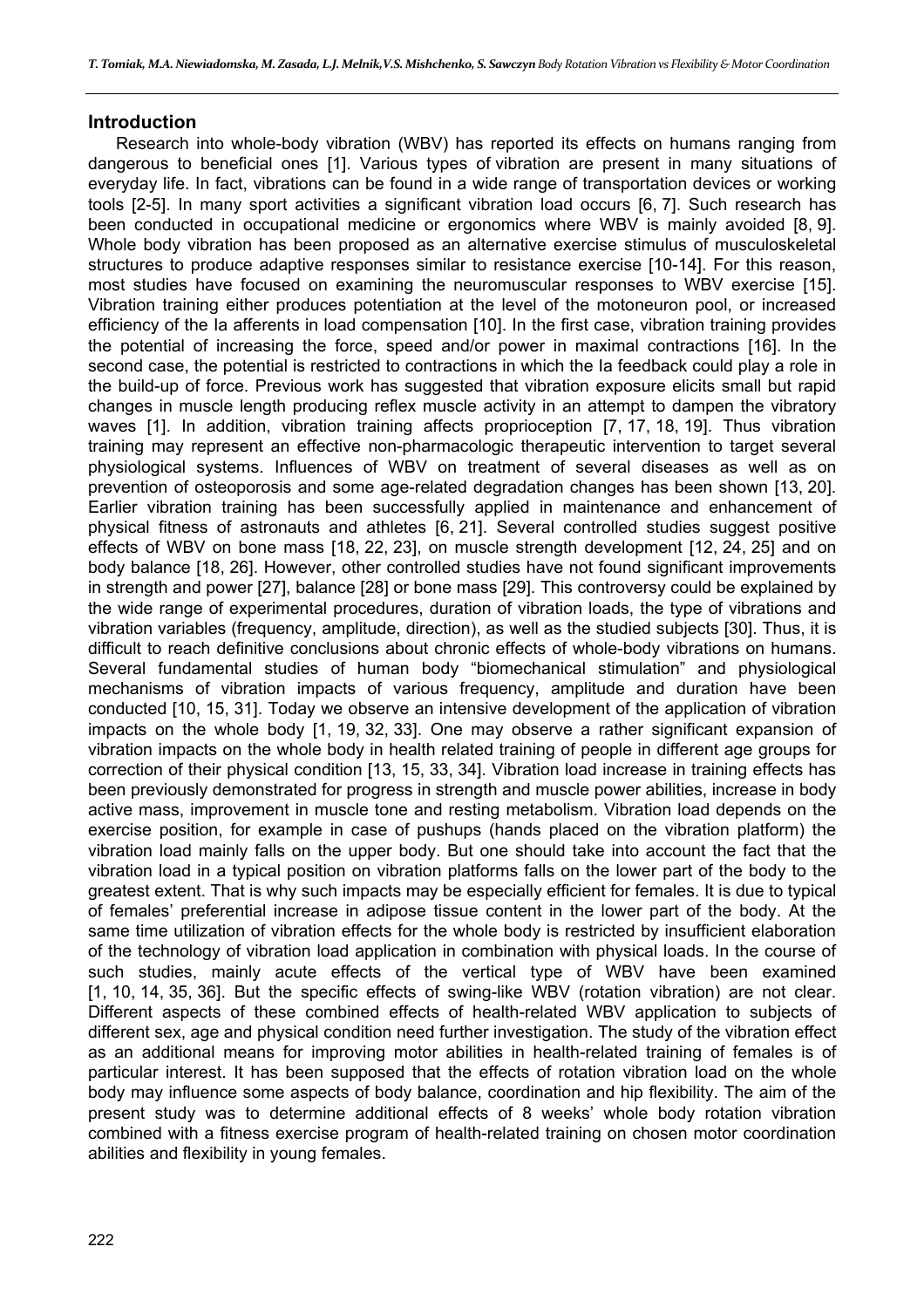## Introduction

Research into whole-body vibration (WBV) has reported its effects on humans ranging from dangerous to beneficial ones [1]. Various types of vibration are present in many situations of everyday life. In fact, vibrations can be found in a wide range of transportation devices or working tools [2-5]. In many sport activities a significant vibration load occurs [6, 7]. Such research has been conducted in occupational medicine or ergonomics where WBV is mainly avoided [8, 9]. Whole body vibration has been proposed as an alternative exercise stimulus of musculoskeletal structures to produce adaptive responses similar to resistance exercise [10-14]. For this reason, most studies have focused on examining the neuromuscular responses to WBV exercise [15]. Vibration training either produces potentiation at the level of the motoneuron pool, or increased efficiency of the Ia afferents in load compensation [10]. In the first case, vibration training provides the potential of increasing the force, speed and/or power in maximal contractions [16]. In the second case, the potential is restricted to contractions in which the Ia feedback could play a role in the build-up of force. Previous work has suggested that vibration exposure elicits small but rapid changes in muscle length producing reflex muscle activity in an attempt to dampen the vibratory waves [1]. In addition, vibration training affects proprioception [7, 17, 18, 19]. Thus vibration training may represent an effective non-pharmacologic therapeutic intervention to target several physiological systems. Influences of WBV on treatment of several diseases as well as on prevention of osteoporosis and some age-related degradation changes has been shown [13, 20]. Earlier vibration training has been successfully applied in maintenance and enhancement of physical fitness of astronauts and athletes [6, 21]. Several controlled studies suggest positive effects of WBV on bone mass [18, 22, 23], on muscle strength development [12, 24, 25] and on body balance [18, 26]. However, other controlled studies have not found significant improvements in strength and power [27], balance [28] or bone mass [29]. This controversy could be explained by the wide range of experimental procedures, duration of vibration loads, the type of vibrations and vibration variables (frequency, amplitude, direction), as well as the studied subjects [30]. Thus, it is difficult to reach definitive conclusions about chronic effects of whole-body vibrations on humans. Several fundamental studies of human body "biomechanical stimulation" and physiological mechanisms of vibration impacts of various frequency, amplitude and duration have been conducted [10, 15, 31]. Today we observe an intensive development of the application of vibration impacts on the whole body [1, 19, 32, 33]. One may observe a rather significant expansion of vibration impacts on the whole body in health related training of people in different age groups for correction of their physical condition [13, 15, 33, 34]. Vibration load increase in training effects has been previously demonstrated for progress in strength and muscle power abilities, increase in body active mass, improvement in muscle tone and resting metabolism. Vibration load depends on the exercise position, for example in case of pushups (hands placed on the vibration platform) the vibration load mainly falls on the upper body. But one should take into account the fact that the vibration load in a typical position on vibration platforms falls on the lower part of the body to the greatest extent. That is why such impacts may be especially efficient for females. It is due to typical of females' preferential increase in adipose tissue content in the lower part of the body. At the same time utilization of vibration effects for the whole body is restricted by insufficient elaboration of the technology of vibration load application in combination with physical loads. In the course of such studies, mainly acute effects of the vertical type of WBV have been examined [1, 10, 14, 35, 36]. But the specific effects of swing-like WBV (rotation vibration) are not clear. Different aspects of these combined effects of health-related WBV application to subjects of different sex, age and physical condition need further investigation. The study of the vibration effect as an additional means for improving motor abilities in health-related training of females is of particular interest. It has been supposed that the effects of rotation vibration load on the whole body may influence some aspects of body balance, coordination and hip flexibility. The aim of the present study was to determine additional effects of 8 weeks' whole body rotation vibration combined with a fitness exercise program of health-related training on chosen motor coordination abilities and flexibility in young females.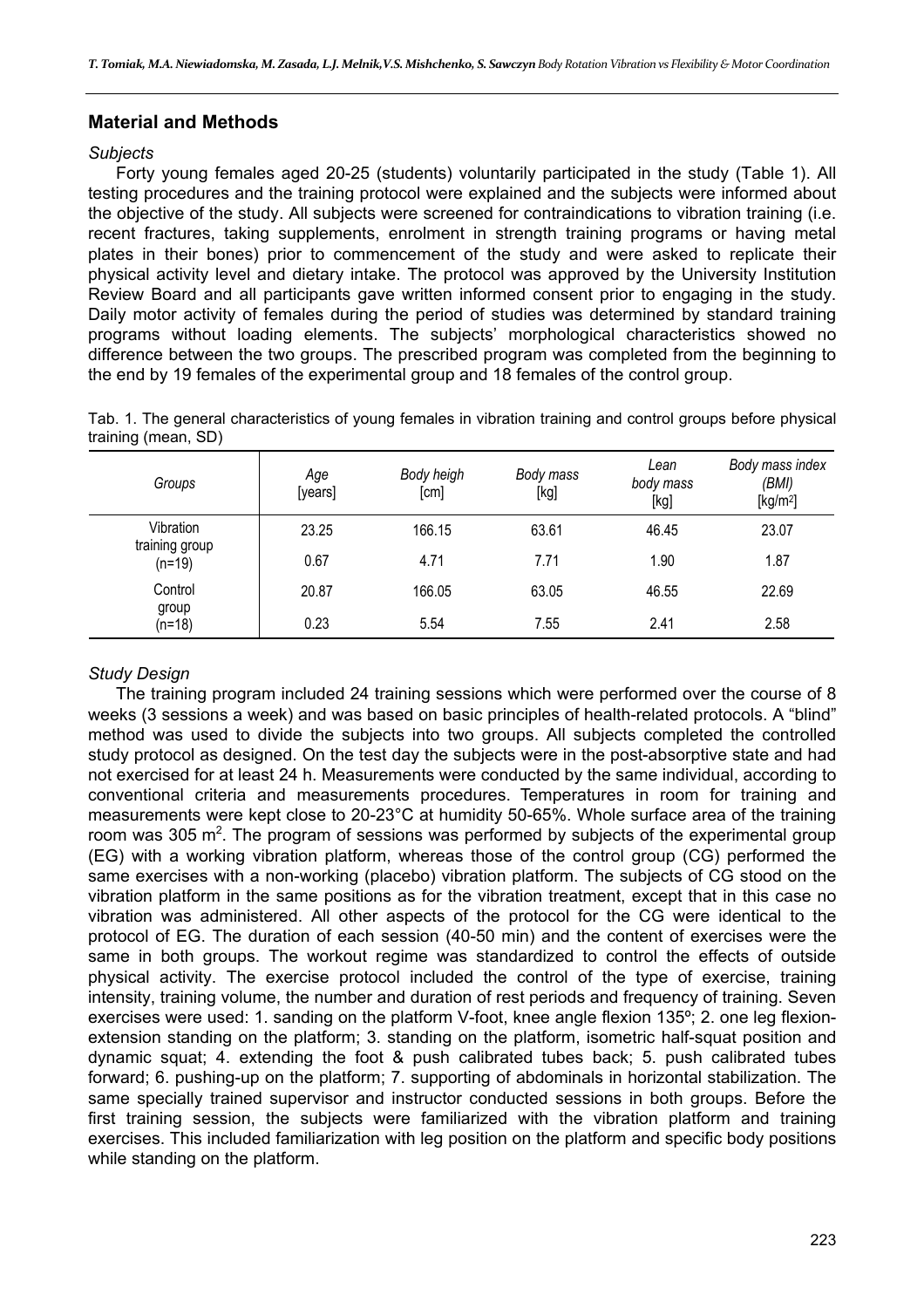## Material and Methods

### *Subjects*

Forty young females aged 20-25 (students) voluntarily participated in the study (Table 1). All testing procedures and the training protocol were explained and the subjects were informed about the objective of the study. All subjects were screened for contraindications to vibration training (i.e. recent fractures, taking supplements, enrolment in strength training programs or having metal plates in their bones) prior to commencement of the study and were asked to replicate their physical activity level and dietary intake. The protocol was approved by the University Institution Review Board and all participants gave written informed consent prior to engaging in the study. Daily motor activity of females during the period of studies was determined by standard training programs without loading elements. The subjects' morphological characteristics showed no difference between the two groups. The prescribed program was completed from the beginning to the end by 19 females of the experimental group and 18 females of the control group.

Tab. 1. The general characteristics of young females in vibration training and control groups before physical training (mean, SD)

| *Groups* | *Age* [years] | *Body heigh* [cm] | *Body mass* [kg] | *Lean body mass* [kg] | *Body mass index (BMI)* [kg/m$^2$] |
|---|---|---|---|---|---|
| Vibration training group (n=19) | 23.25 | 166.15 | 63.61 | 46.45 | 23.07 |
| | 0.67 | 4.71 | 7.71 | 1.90 | 1.87 |
| Control group (n=18) | 20.87 | 166.05 | 63.05 | 46.55 | 22.69 |
| | 0.23 | 5.54 | 7.55 | 2.41 | 2.58 |

### *Study Design*

The training program included 24 training sessions which were performed over the course of 8 weeks (3 sessions a week) and was based on basic principles of health-related protocols. A "blind" method was used to divide the subjects into two groups. All subjects completed the controlled study protocol as designed. On the test day the subjects were in the post-absorptive state and had not exercised for at least 24 h. Measurements were conducted by the same individual, according to conventional criteria and measurements procedures. Temperatures in room for training and measurements were kept close to 20-23°C at humidity 50-65%. Whole surface area of the training room was 305 m$^2$. The program of sessions was performed by subjects of the experimental group (EG) with a working vibration platform, whereas those of the control group (CG) performed the same exercises with a non-working (placebo) vibration platform. The subjects of CG stood on the vibration platform in the same positions as for the vibration treatment, except that in this case no vibration was administered. All other aspects of the protocol for the CG were identical to the protocol of EG. The duration of each session (40-50 min) and the content of exercises were the same in both groups. The workout regime was standardized to control the effects of outside physical activity. The exercise protocol included the control of the type of exercise, training intensity, training volume, the number and duration of rest periods and frequency of training. Seven exercises were used: 1. sanding on the platform V-foot, knee angle flexion 135º; 2. one leg flexion-extension standing on the platform; 3. standing on the platform, isometric half-squat position and dynamic squat; 4. extending the foot & push calibrated tubes back; 5. push calibrated tubes forward; 6. pushing-up on the platform; 7. supporting of abdominals in horizontal stabilization. The same specially trained supervisor and instructor conducted sessions in both groups. Before the first training session, the subjects were familiarized with the vibration platform and training exercises. This included familiarization with leg position on the platform and specific body positions while standing on the platform.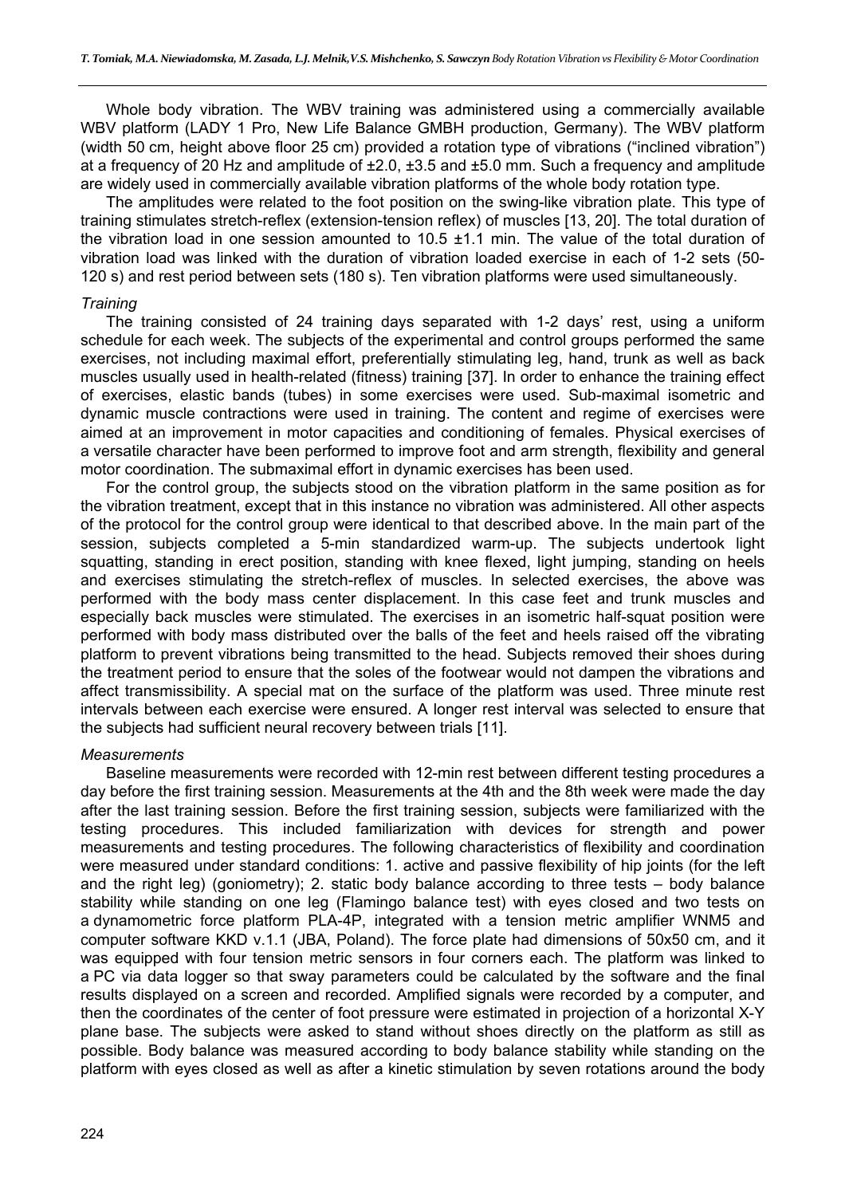Whole body vibration. The WBV training was administered using a commercially available WBV platform (LADY 1 Pro, New Life Balance GMBH production, Germany). The WBV platform (width 50 cm, height above floor 25 cm) provided a rotation type of vibrations ("inclined vibration") at a frequency of 20 Hz and amplitude of ±2.0, ±3.5 and ±5.0 mm. Such a frequency and amplitude are widely used in commercially available vibration platforms of the whole body rotation type.

The amplitudes were related to the foot position on the swing-like vibration plate. This type of training stimulates stretch-reflex (extension-tension reflex) of muscles [13, 20]. The total duration of the vibration load in one session amounted to 10.5 ±1.1 min. The value of the total duration of vibration load was linked with the duration of vibration loaded exercise in each of 1-2 sets (50-120 s) and rest period between sets (180 s). Ten vibration platforms were used simultaneously.

*Training*

The training consisted of 24 training days separated with 1-2 days' rest, using a uniform schedule for each week. The subjects of the experimental and control groups performed the same exercises, not including maximal effort, preferentially stimulating leg, hand, trunk as well as back muscles usually used in health-related (fitness) training [37]. In order to enhance the training effect of exercises, elastic bands (tubes) in some exercises were used. Sub-maximal isometric and dynamic muscle contractions were used in training. The content and regime of exercises were aimed at an improvement in motor capacities and conditioning of females. Physical exercises of a versatile character have been performed to improve foot and arm strength, flexibility and general motor coordination. The submaximal effort in dynamic exercises has been used.

For the control group, the subjects stood on the vibration platform in the same position as for the vibration treatment, except that in this instance no vibration was administered. All other aspects of the protocol for the control group were identical to that described above. In the main part of the session, subjects completed a 5-min standardized warm-up. The subjects undertook light squatting, standing in erect position, standing with knee flexed, light jumping, standing on heels and exercises stimulating the stretch-reflex of muscles. In selected exercises, the above was performed with the body mass center displacement. In this case feet and trunk muscles and especially back muscles were stimulated. The exercises in an isometric half-squat position were performed with body mass distributed over the balls of the feet and heels raised off the vibrating platform to prevent vibrations being transmitted to the head. Subjects removed their shoes during the treatment period to ensure that the soles of the footwear would not dampen the vibrations and affect transmissibility. A special mat on the surface of the platform was used. Three minute rest intervals between each exercise were ensured. A longer rest interval was selected to ensure that the subjects had sufficient neural recovery between trials [11].

*Measurements*

Baseline measurements were recorded with 12-min rest between different testing procedures a day before the first training session. Measurements at the 4th and the 8th week were made the day after the last training session. Before the first training session, subjects were familiarized with the testing procedures. This included familiarization with devices for strength and power measurements and testing procedures. The following characteristics of flexibility and coordination were measured under standard conditions: 1. active and passive flexibility of hip joints (for the left and the right leg) (goniometry); 2. static body balance according to three tests – body balance stability while standing on one leg (Flamingo balance test) with eyes closed and two tests on a dynamometric force platform PLA-4P, integrated with a tension metric amplifier WNM5 and computer software KKD v.1.1 (JBA, Poland). The force plate had dimensions of 50x50 cm, and it was equipped with four tension metric sensors in four corners each. The platform was linked to a PC via data logger so that sway parameters could be calculated by the software and the final results displayed on a screen and recorded. Amplified signals were recorded by a computer, and then the coordinates of the center of foot pressure were estimated in projection of a horizontal X-Y plane base. The subjects were asked to stand without shoes directly on the platform as still as possible. Body balance was measured according to body balance stability while standing on the platform with eyes closed as well as after a kinetic stimulation by seven rotations around the body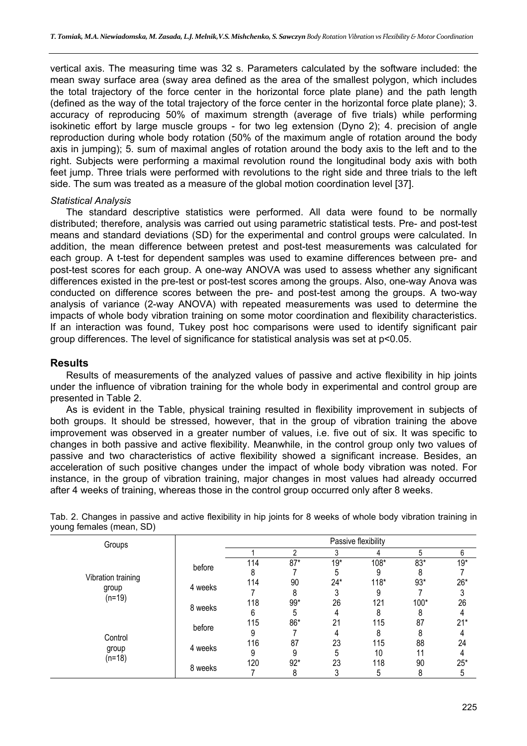vertical axis. The measuring time was 32 s. Parameters calculated by the software included: the mean sway surface area (sway area defined as the area of the smallest polygon, which includes the total trajectory of the force center in the horizontal force plate plane) and the path length (defined as the way of the total trajectory of the force center in the horizontal force plate plane); 3. accuracy of reproducing 50% of maximum strength (average of five trials) while performing isokinetic effort by large muscle groups - for two leg extension (Dyno 2); 4. precision of angle reproduction during whole body rotation (50% of the maximum angle of rotation around the body axis in jumping); 5. sum of maximal angles of rotation around the body axis to the left and to the right. Subjects were performing a maximal revolution round the longitudinal body axis with both feet jump. Three trials were performed with revolutions to the right side and three trials to the left side. The sum was treated as a measure of the global motion coordination level [37].

*Statistical Analysis*

The standard descriptive statistics were performed. All data were found to be normally distributed; therefore, analysis was carried out using parametric statistical tests. Pre- and post-test means and standard deviations (SD) for the experimental and control groups were calculated. In addition, the mean difference between pretest and post-test measurements was calculated for each group. A t-test for dependent samples was used to examine differences between pre- and post-test scores for each group. A one-way ANOVA was used to assess whether any significant differences existed in the pre-test or post-test scores among the groups. Also, one-way Anova was conducted on difference scores between the pre- and post-test among the groups. A two-way analysis of variance (2-way ANOVA) with repeated measurements was used to determine the impacts of whole body vibration training on some motor coordination and flexibility characteristics. If an interaction was found, Tukey post hoc comparisons were used to identify significant pair group differences. The level of significance for statistical analysis was set at $p<0.05$.

## Results

Results of measurements of the analyzed values of passive and active flexibility in hip joints under the influence of vibration training for the whole body in experimental and control group are presented in Table 2.

As is evident in the Table, physical training resulted in flexibility improvement in subjects of both groups. It should be stressed, however, that in the group of vibration training the above improvement was observed in a greater number of values, i.e. five out of six. It was specific to changes in both passive and active flexibility. Meanwhile, in the control group only two values of passive and two characteristics of active flexibility showed a significant increase. Besides, an acceleration of such positive changes under the impact of whole body vibration was noted. For instance, in the group of vibration training, major changes in most values had already occurred after 4 weeks of training, whereas those in the control group occurred only after 8 weeks.

Tab. 2. Changes in passive and active flexibility in hip joints for 8 weeks of whole body vibration training in young females (mean, SD)

| Groups | | Passive flexibility | | | | | |
|---|---|---|---|---|---|---|---|
| | | 1 | 2 | 3 | 4 | 5 | 6 |
| Vibration training group (n=19) | before | 114<br>8 | 87*<br>7 | 19*<br>5 | 108*<br>9 | 83*<br>8 | 19*<br>7 |
| | 4 weeks | 114<br>7 | 90<br>8 | 24*<br>3 | 118*<br>9 | 93*<br>7 | 26*<br>3 |
| | 8 weeks | 118<br>6 | 99*<br>5 | 26<br>4 | 121<br>8 | 100*<br>8 | 26<br>4 |
| Control group (n=18) | before | 115<br>9 | 86*<br>7 | 21<br>4 | 115<br>8 | 87<br>8 | 21*<br>4 |
| | 4 weeks | 116<br>9 | 87<br>9 | 23<br>5 | 115<br>10 | 88<br>11 | 24<br>4 |
| | 8 weeks | 120<br>7 | 92*<br>8 | 23<br>3 | 118<br>5 | 90<br>8 | 25*<br>5 |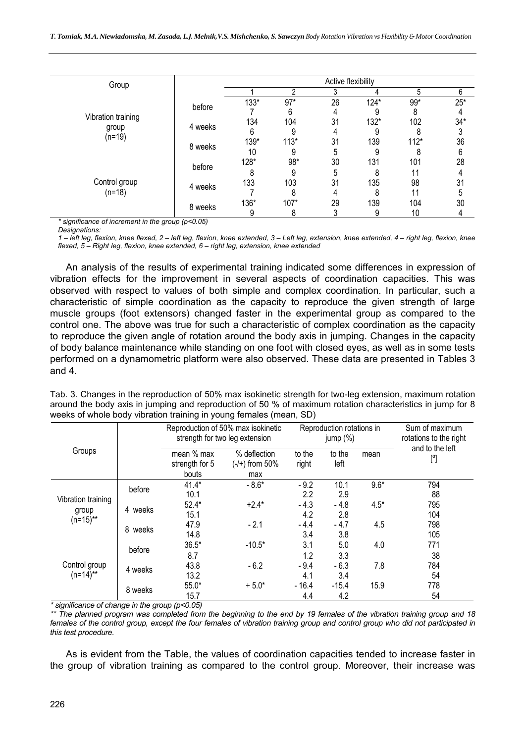| Group | | Active flexibility | | | | | |
|---|---|---|---|---|---|---|---|
| | | 1 | 2 | 3 | 4 | 5 | 6 |
| Vibration training group (n=19) | before | 133* | 97* | 26 | 124* | 99* | 25* |
| | | 7 | 6 | 4 | 9 | 8 | 4 |
| | 4 weeks | 134 | 104 | 31 | 132* | 102 | 34* |
| | | 6 | 9 | 4 | 9 | 8 | 3 |
| | 8 weeks | 139* | 113* | 31 | 139 | 112* | 36 |
| | | 10 | 9 | 5 | 9 | 8 | 6 |
| Control group (n=18) | before | 128* | 98* | 30 | 131 | 101 | 28 |
| | | 8 | 9 | 5 | 8 | 11 | 4 |
| | 4 weeks | 133 | 103 | 31 | 135 | 98 | 31 |
| | | 7 | 8 | 4 | 8 | 11 | 5 |
| | 8 weeks | 136* | 107* | 29 | 139 | 104 | 30 |
| | | 9 | 8 | 3 | 9 | 10 | 4 |

*\* significance of increment in the group (p<0.05)*

*Designations:*

*1 – left leg, flexion, knee flexed, 2 – left leg, flexion, knee extended, 3 – Left leg, extension, knee extended, 4 – right leg, flexion, knee flexed, 5 – Right leg, flexion, knee extended, 6 – right leg, extension, knee extended*

An analysis of the results of experimental training indicated some differences in expression of vibration effects for the improvement in several aspects of coordination capacities. This was observed with respect to values of both simple and complex coordination. In particular, such a characteristic of simple coordination as the capacity to reproduce the given strength of large muscle groups (foot extensors) changed faster in the experimental group as compared to the control one. The above was true for such a characteristic of complex coordination as the capacity to reproduce the given angle of rotation around the body axis in jumping. Changes in the capacity of body balance maintenance while standing on one foot with closed eyes, as well as in some tests performed on a dynamometric platform were also observed. These data are presented in Tables 3 and 4.

Tab. 3. Changes in the reproduction of 50% max isokinetic strength for two-leg extension, maximum rotation around the body axis in jumping and reproduction of 50 % of maximum rotation characteristics in jump for 8 weeks of whole body vibration training in young females (mean, SD)

| Groups | | Reproduction of 50% max isokinetic strength for two leg extension | | Reproduction rotations in jump (%) | | | Sum of maximum rotations to the right and to the left [º] |
|---|---|---|---|---|---|---|---|
| | | mean % max strength for 5 bouts | % deflection (-/+) from 50% max | to the right | to the left | mean | |
| Vibration training group (n=15)** | before | 41.4* | - 8.6* | - 9.2 | 10.1 | 9.6* | 794 |
| | | 10.1 | | 2.2 | 2.9 | | 88 |
| | 4 weeks | 52.4* | +2.4* | - 4.3 | - 4.8 | 4.5* | 795 |
| | | 15.1 | | 4.2 | 2.8 | | 104 |
| | 8 weeks | 47.9 | - 2.1 | - 4.4 | - 4.7 | 4.5 | 798 |
| | | 14.8 | | 3.4 | 3.8 | | 105 |
| Control group (n=14)** | before | 36.5* | -10.5* | 3.1 | 5.0 | 4.0 | 771 |
| | | 8.7 | | 1.2 | 3.3 | | 38 |
| | 4 weeks | 43.8 | - 6.2 | - 9.4 | - 6.3 | 7.8 | 784 |
| | | 13.2 | | 4.1 | 3.4 | | 54 |
| | 8 weeks | 55.0* | + 5.0* | - 16.4 | -15.4 | 15.9 | 778 |
| | | 15.7 | | 4.4 | 4.2 | | 54 |

*\* significance of change in the group (p<0.05)*

*\*\* The planned program was completed from the beginning to the end by 19 females of the vibration training group and 18 females of the control group, except the four females of vibration training group and control group who did not participated in this test procedure.*

As is evident from the Table, the values of coordination capacities tended to increase faster in the group of vibration training as compared to the control group. Moreover, their increase was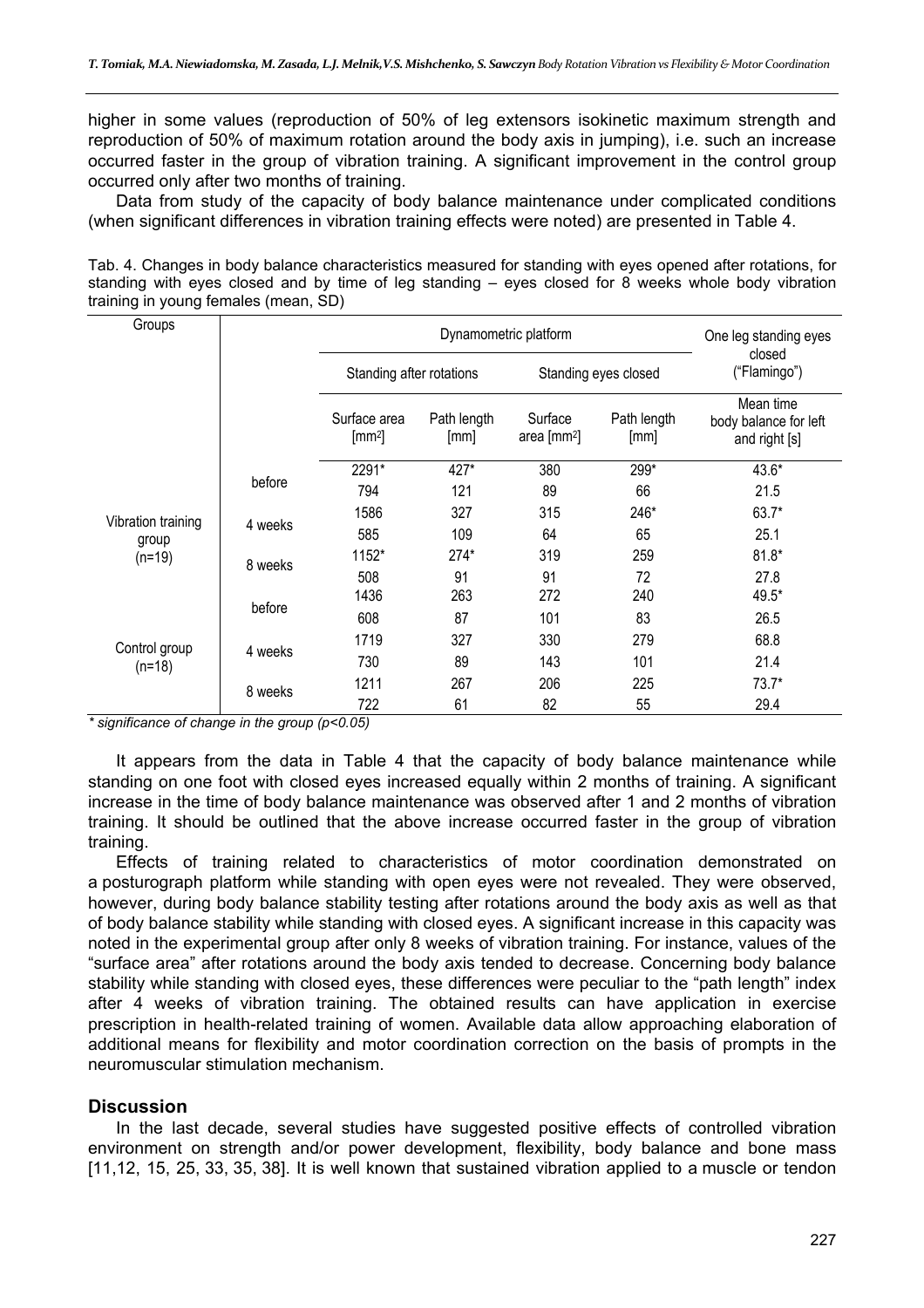higher in some values (reproduction of 50% of leg extensors isokinetic maximum strength and reproduction of 50% of maximum rotation around the body axis in jumping), i.e. such an increase occurred faster in the group of vibration training. A significant improvement in the control group occurred only after two months of training.

Data from study of the capacity of body balance maintenance under complicated conditions (when significant differences in vibration training effects were noted) are presented in Table 4.

Tab. 4. Changes in body balance characteristics measured for standing with eyes opened after rotations, for standing with eyes closed and by time of leg standing – eyes closed for 8 weeks whole body vibration training in young females (mean, SD)

| Groups | | Dynamometric platform | | | | One leg standing eyes closed ("Flamingo") |
|---|---|---|---|---|---|---|
| | | Standing after rotations | | Standing eyes closed | | |
| | | Surface area [mm²] | Path length [mm] | Surface area [mm²] | Path length [mm] | Mean time body balance for left and right [s] |
| Vibration training group (n=19) | before | 2291* | 427* | 380 | 299* | 43.6* |
| | | 794 | 121 | 89 | 66 | 21.5 |
| | 4 weeks | 1586 | 327 | 315 | 246* | 63.7* |
| | | 585 | 109 | 64 | 65 | 25.1 |
| | 8 weeks | 1152* | 274* | 319 | 259 | 81.8* |
| | | 508 | 91 | 91 | 72 | 27.8 |
| Control group (n=18) | before | 1436 | 263 | 272 | 240 | 49.5* |
| | | 608 | 87 | 101 | 83 | 26.5 |
| | 4 weeks | 1719 | 327 | 330 | 279 | 68.8 |
| | | 730 | 89 | 143 | 101 | 21.4 |
| | 8 weeks | 1211 | 267 | 206 | 225 | 73.7* |
| | | 722 | 61 | 82 | 55 | 29.4 |

*\* significance of change in the group ($p<0.05$)*

It appears from the data in Table 4 that the capacity of body balance maintenance while standing on one foot with closed eyes increased equally within 2 months of training. A significant increase in the time of body balance maintenance was observed after 1 and 2 months of vibration training. It should be outlined that the above increase occurred faster in the group of vibration training.

Effects of training related to characteristics of motor coordination demonstrated on a posturograph platform while standing with open eyes were not revealed. They were observed, however, during body balance stability testing after rotations around the body axis as well as that of body balance stability while standing with closed eyes. A significant increase in this capacity was noted in the experimental group after only 8 weeks of vibration training. For instance, values of the "surface area" after rotations around the body axis tended to decrease. Concerning body balance stability while standing with closed eyes, these differences were peculiar to the "path length" index after 4 weeks of vibration training. The obtained results can have application in exercise prescription in health-related training of women. Available data allow approaching elaboration of additional means for flexibility and motor coordination correction on the basis of prompts in the neuromuscular stimulation mechanism.

## Discussion

In the last decade, several studies have suggested positive effects of controlled vibration environment on strength and/or power development, flexibility, body balance and bone mass [11,12, 15, 25, 33, 35, 38]. It is well known that sustained vibration applied to a muscle or tendon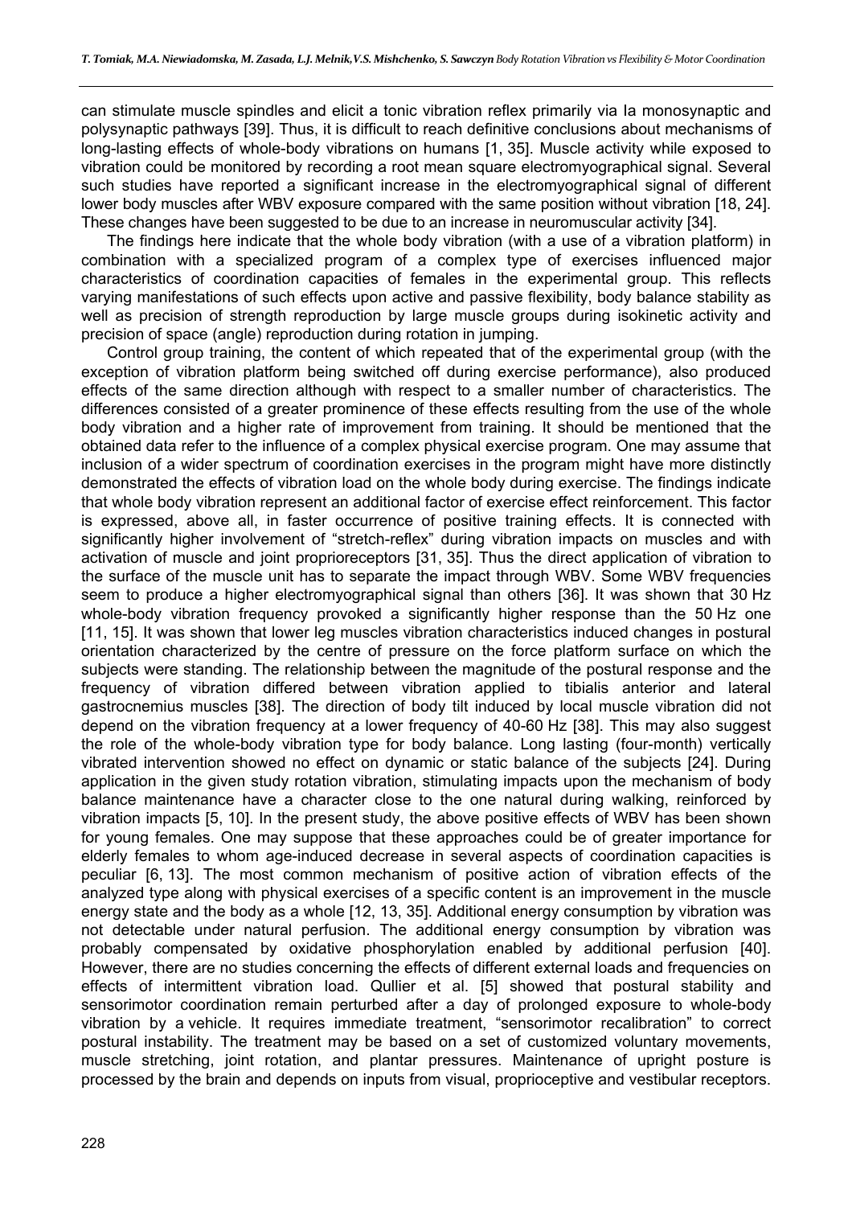can stimulate muscle spindles and elicit a tonic vibration reflex primarily via Ia monosynaptic and polysynaptic pathways [39]. Thus, it is difficult to reach definitive conclusions about mechanisms of long-lasting effects of whole-body vibrations on humans [1, 35]. Muscle activity while exposed to vibration could be monitored by recording a root mean square electromyographical signal. Several such studies have reported a significant increase in the electromyographical signal of different lower body muscles after WBV exposure compared with the same position without vibration [18, 24]. These changes have been suggested to be due to an increase in neuromuscular activity [34].

The findings here indicate that the whole body vibration (with a use of a vibration platform) in combination with a specialized program of a complex type of exercises influenced major characteristics of coordination capacities of females in the experimental group. This reflects varying manifestations of such effects upon active and passive flexibility, body balance stability as well as precision of strength reproduction by large muscle groups during isokinetic activity and precision of space (angle) reproduction during rotation in jumping.

Control group training, the content of which repeated that of the experimental group (with the exception of vibration platform being switched off during exercise performance), also produced effects of the same direction although with respect to a smaller number of characteristics. The differences consisted of a greater prominence of these effects resulting from the use of the whole body vibration and a higher rate of improvement from training. It should be mentioned that the obtained data refer to the influence of a complex physical exercise program. One may assume that inclusion of a wider spectrum of coordination exercises in the program might have more distinctly demonstrated the effects of vibration load on the whole body during exercise. The findings indicate that whole body vibration represent an additional factor of exercise effect reinforcement. This factor is expressed, above all, in faster occurrence of positive training effects. It is connected with significantly higher involvement of "stretch-reflex" during vibration impacts on muscles and with activation of muscle and joint proprioreceptors [31, 35]. Thus the direct application of vibration to the surface of the muscle unit has to separate the impact through WBV. Some WBV frequencies seem to produce a higher electromyographical signal than others [36]. It was shown that 30 Hz whole-body vibration frequency provoked a significantly higher response than the 50 Hz one [11, 15]. It was shown that lower leg muscles vibration characteristics induced changes in postural orientation characterized by the centre of pressure on the force platform surface on which the subjects were standing. The relationship between the magnitude of the postural response and the frequency of vibration differed between vibration applied to tibialis anterior and lateral gastrocnemius muscles [38]. The direction of body tilt induced by local muscle vibration did not depend on the vibration frequency at a lower frequency of 40-60 Hz [38]. This may also suggest the role of the whole-body vibration type for body balance. Long lasting (four-month) vertically vibrated intervention showed no effect on dynamic or static balance of the subjects [24]. During application in the given study rotation vibration, stimulating impacts upon the mechanism of body balance maintenance have a character close to the one natural during walking, reinforced by vibration impacts [5, 10]. In the present study, the above positive effects of WBV has been shown for young females. One may suppose that these approaches could be of greater importance for elderly females to whom age-induced decrease in several aspects of coordination capacities is peculiar [6, 13]. The most common mechanism of positive action of vibration effects of the analyzed type along with physical exercises of a specific content is an improvement in the muscle energy state and the body as a whole [12, 13, 35]. Additional energy consumption by vibration was not detectable under natural perfusion. The additional energy consumption by vibration was probably compensated by oxidative phosphorylation enabled by additional perfusion [40]. However, there are no studies concerning the effects of different external loads and frequencies on effects of intermittent vibration load. Qullier et al. [5] showed that postural stability and sensorimotor coordination remain perturbed after a day of prolonged exposure to whole-body vibration by a vehicle. It requires immediate treatment, "sensorimotor recalibration" to correct postural instability. The treatment may be based on a set of customized voluntary movements, muscle stretching, joint rotation, and plantar pressures. Maintenance of upright posture is processed by the brain and depends on inputs from visual, proprioceptive and vestibular receptors.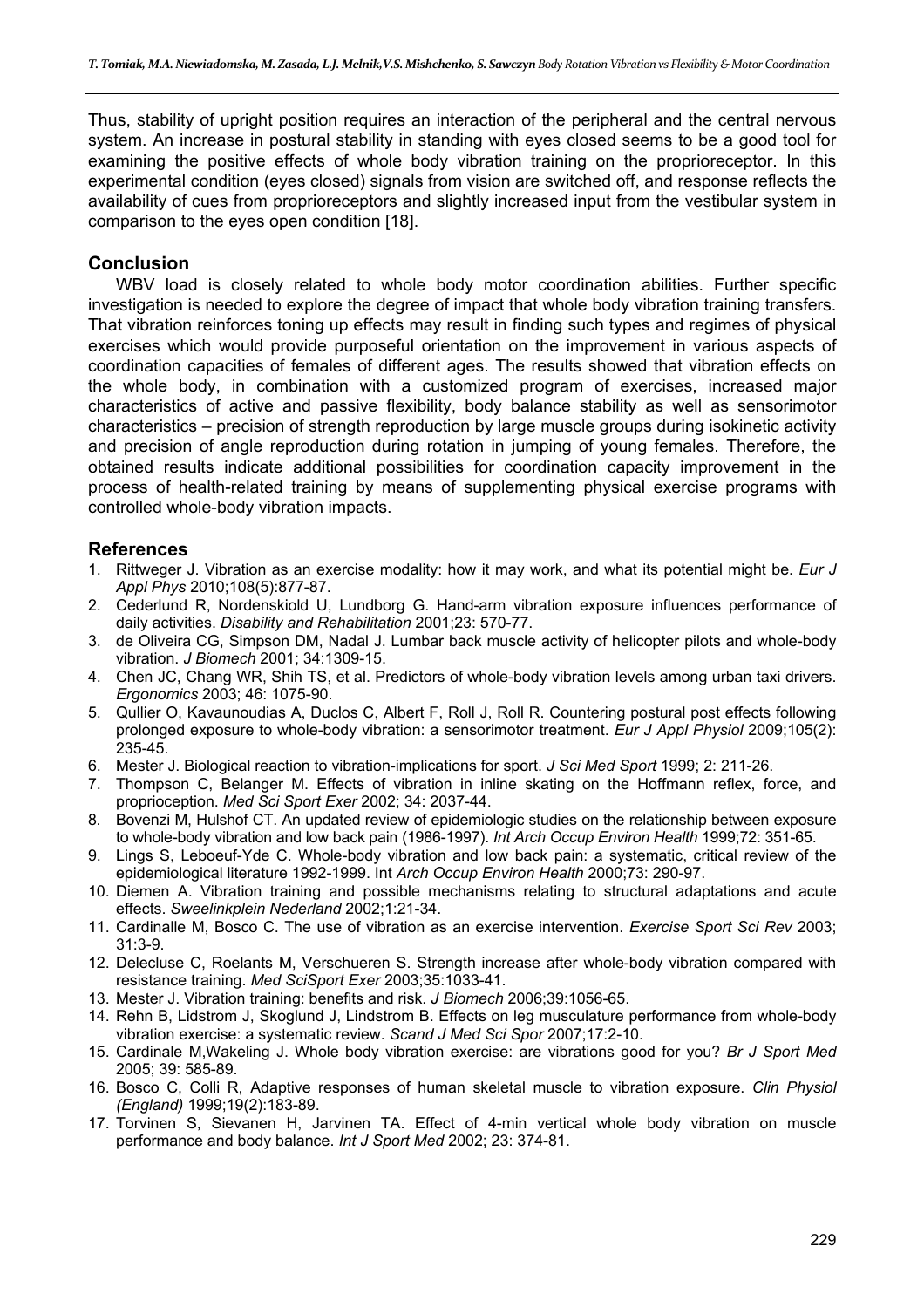Thus, stability of upright position requires an interaction of the peripheral and the central nervous system. An increase in postural stability in standing with eyes closed seems to be a good tool for examining the positive effects of whole body vibration training on the proprioreceptor. In this experimental condition (eyes closed) signals from vision are switched off, and response reflects the availability of cues from proprioreceptors and slightly increased input from the vestibular system in comparison to the eyes open condition [18].

## Conclusion

WBV load is closely related to whole body motor coordination abilities. Further specific investigation is needed to explore the degree of impact that whole body vibration training transfers. That vibration reinforces toning up effects may result in finding such types and regimes of physical exercises which would provide purposeful orientation on the improvement in various aspects of coordination capacities of females of different ages. The results showed that vibration effects on the whole body, in combination with a customized program of exercises, increased major characteristics of active and passive flexibility, body balance stability as well as sensorimotor characteristics – precision of strength reproduction by large muscle groups during isokinetic activity and precision of angle reproduction during rotation in jumping of young females. Therefore, the obtained results indicate additional possibilities for coordination capacity improvement in the process of health-related training by means of supplementing physical exercise programs with controlled whole-body vibration impacts.

## References

1. Rittweger J. Vibration as an exercise modality: how it may work, and what its potential might be. *Eur J Appl Phys* 2010;108(5):877-87.
2. Cederlund R, Nordenskiold U, Lundborg G. Hand-arm vibration exposure influences performance of daily activities. *Disability and Rehabilitation* 2001;23: 570-77.
3. de Oliveira CG, Simpson DM, Nadal J. Lumbar back muscle activity of helicopter pilots and whole-body vibration. *J Biomech* 2001; 34:1309-15.
4. Chen JC, Chang WR, Shih TS, et al. Predictors of whole-body vibration levels among urban taxi drivers. *Ergonomics* 2003; 46: 1075-90.
5. Qullier O, Kavaunoudias A, Duclos C, Albert F, Roll J, Roll R. Countering postural post effects following prolonged exposure to whole-body vibration: a sensorimotor treatment. *Eur J Appl Physiol* 2009;105(2): 235-45.
6. Mester J. Biological reaction to vibration-implications for sport. *J Sci Med Sport* 1999; 2: 211-26.
7. Thompson C, Belanger M. Effects of vibration in inline skating on the Hoffmann reflex, force, and proprioception. *Med Sci Sport Exer* 2002; 34: 2037-44.
8. Bovenzi M, Hulshof CT. An updated review of epidemiologic studies on the relationship between exposure to whole-body vibration and low back pain (1986-1997). *Int Arch Occup Environ Health* 1999;72: 351-65.
9. Lings S, Leboeuf-Yde C. Whole-body vibration and low back pain: a systematic, critical review of the epidemiological literature 1992-1999. Int *Arch Occup Environ Health* 2000;73: 290-97.
10. Diemen A. Vibration training and possible mechanisms relating to structural adaptations and acute effects. *Sweelinkplein Nederland* 2002;1:21-34.
11. Cardinalle M, Bosco C. The use of vibration as an exercise intervention. *Exercise Sport Sci Rev* 2003; 31:3-9.
12. Delecluse C, Roelants M, Verschueren S. Strength increase after whole-body vibration compared with resistance training. *Med SciSport Exer* 2003;35:1033-41.
13. Mester J. Vibration training: benefits and risk. *J Biomech* 2006;39:1056-65.
14. Rehn B, Lidstrom J, Skoglund J, Lindstrom B. Effects on leg musculature performance from whole-body vibration exercise: a systematic review. *Scand J Med Sci Spor* 2007;17:2-10.
15. Cardinale M,Wakeling J. Whole body vibration exercise: are vibrations good for you? *Br J Sport Med* 2005; 39: 585-89.
16. Bosco C, Colli R, Adaptive responses of human skeletal muscle to vibration exposure. *Clin Physiol (England)* 1999;19(2):183-89.
17. Torvinen S, Sievanen H, Jarvinen TA. Effect of 4-min vertical whole body vibration on muscle performance and body balance. *Int J Sport Med* 2002; 23: 374-81.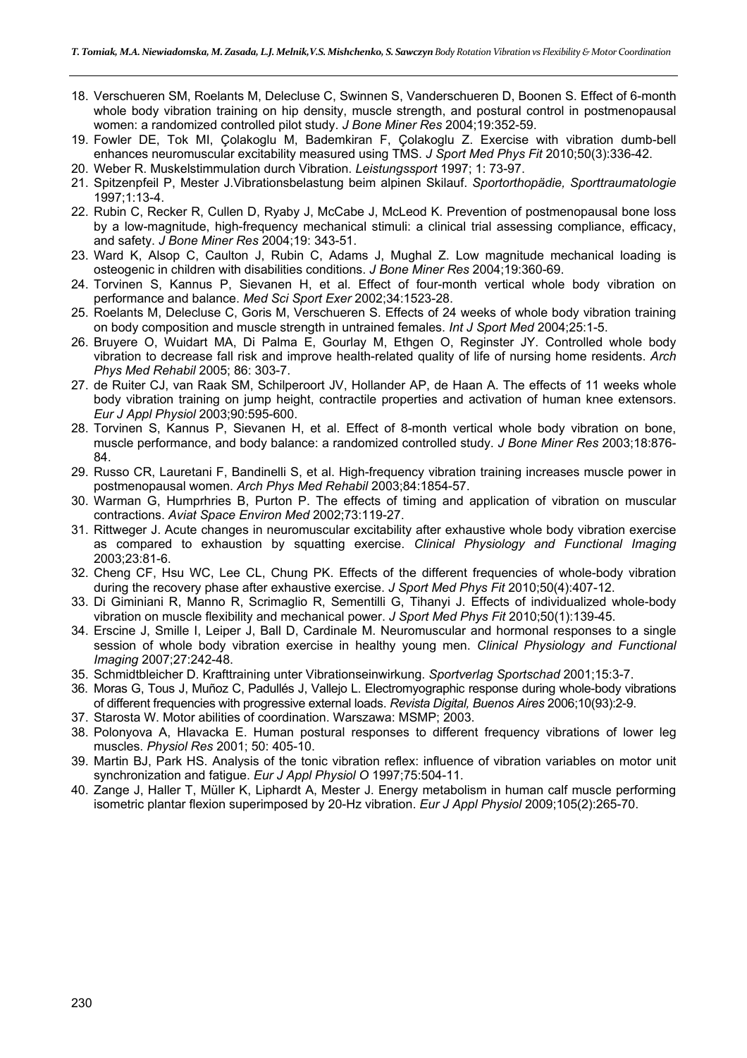18. Verschueren SM, Roelants M, Delecluse C, Swinnen S, Vanderschueren D, Boonen S. Effect of 6-month whole body vibration training on hip density, muscle strength, and postural control in postmenopausal women: a randomized controlled pilot study. *J Bone Miner Res* 2004;19:352-59.
19. Fowler DE, Tok MI, Çolakoglu M, Bademkiran F, Çolakoglu Z. Exercise with vibration dumb-bell enhances neuromuscular excitability measured using TMS. *J Sport Med Phys Fit* 2010;50(3):336-42.
20. Weber R. Muskelstimmulation durch Vibration. *Leistungssport* 1997; 1: 73-97.
21. Spitzenpfeil P, Mester J.Vibrationsbelastung beim alpinen Skilauf. *Sportorthopädie, Sporttraumatologie* 1997;1:13-4.
22. Rubin C, Recker R, Cullen D, Ryaby J, McCabe J, McLeod K. Prevention of postmenopausal bone loss by a low-magnitude, high-frequency mechanical stimuli: a clinical trial assessing compliance, efficacy, and safety. *J Bone Miner Res* 2004;19: 343-51.
23. Ward K, Alsop C, Caulton J, Rubin C, Adams J, Mughal Z. Low magnitude mechanical loading is osteogenic in children with disabilities conditions. *J Bone Miner Res* 2004;19:360-69.
24. Torvinen S, Kannus P, Sievanen H, et al. Effect of four-month vertical whole body vibration on performance and balance. *Med Sci Sport Exer* 2002;34:1523-28.
25. Roelants M, Delecluse C, Goris M, Verschueren S. Effects of 24 weeks of whole body vibration training on body composition and muscle strength in untrained females. *Int J Sport Med* 2004;25:1-5.
26. Bruyere O, Wuidart MA, Di Palma E, Gourlay M, Ethgen O, Reginster JY. Controlled whole body vibration to decrease fall risk and improve health-related quality of life of nursing home residents. *Arch Phys Med Rehabil* 2005; 86: 303-7.
27. de Ruiter CJ, van Raak SM, Schilperoort JV, Hollander AP, de Haan A. The effects of 11 weeks whole body vibration training on jump height, contractile properties and activation of human knee extensors. *Eur J Appl Physiol* 2003;90:595-600.
28. Torvinen S, Kannus P, Sievanen H, et al. Effect of 8-month vertical whole body vibration on bone, muscle performance, and body balance: a randomized controlled study. *J Bone Miner Res* 2003;18:876-84.
29. Russo CR, Lauretani F, Bandinelli S, et al. High-frequency vibration training increases muscle power in postmenopausal women. *Arch Phys Med Rehabil* 2003;84:1854-57.
30. Warman G, Humprhries B, Purton P. The effects of timing and application of vibration on muscular contractions. *Aviat Space Environ Med* 2002;73:119-27.
31. Rittweger J. Acute changes in neuromuscular excitability after exhaustive whole body vibration exercise as compared to exhaustion by squatting exercise. *Clinical Physiology and Functional Imaging* 2003;23:81-6.
32. Cheng CF, Hsu WC, Lee CL, Chung PK. Effects of the different frequencies of whole-body vibration during the recovery phase after exhaustive exercise. *J Sport Med Phys Fit* 2010;50(4):407-12.
33. Di Giminiani R, Manno R, Scrimaglio R, Sementilli G, Tihanyi J. Effects of individualized whole-body vibration on muscle flexibility and mechanical power. *J Sport Med Phys Fit* 2010;50(1):139-45.
34. Erscine J, Smille I, Leiper J, Ball D, Cardinale M. Neuromuscular and hormonal responses to a single session of whole body vibration exercise in healthy young men. *Clinical Physiology and Functional Imaging* 2007;27:242-48.
35. Schmidtbleicher D. Krafttraining unter Vibrationseinwirkung. *Sportverlag Sportschad* 2001;15:3-7.
36. Moras G, Tous J, Muñoz C, Padullés J, Vallejo L. Electromyographic response during whole-body vibrations of different frequencies with progressive external loads. *Revista Digital, Buenos Aires* 2006;10(93):2-9.
37. Starosta W. Motor abilities of coordination. Warszawa: MSMP; 2003.
38. Polonyova A, Hlavacka E. Human postural responses to different frequency vibrations of lower leg muscles. *Physiol Res* 2001; 50: 405-10.
39. Martin BJ, Park HS. Analysis of the tonic vibration reflex: influence of vibration variables on motor unit synchronization and fatigue. *Eur J Appl Physiol O* 1997;75:504-11.
40. Zange J, Haller T, Müller K, Liphardt A, Mester J. Energy metabolism in human calf muscle performing isometric plantar flexion superimposed by 20-Hz vibration. *Eur J Appl Physiol* 2009;105(2):265-70.